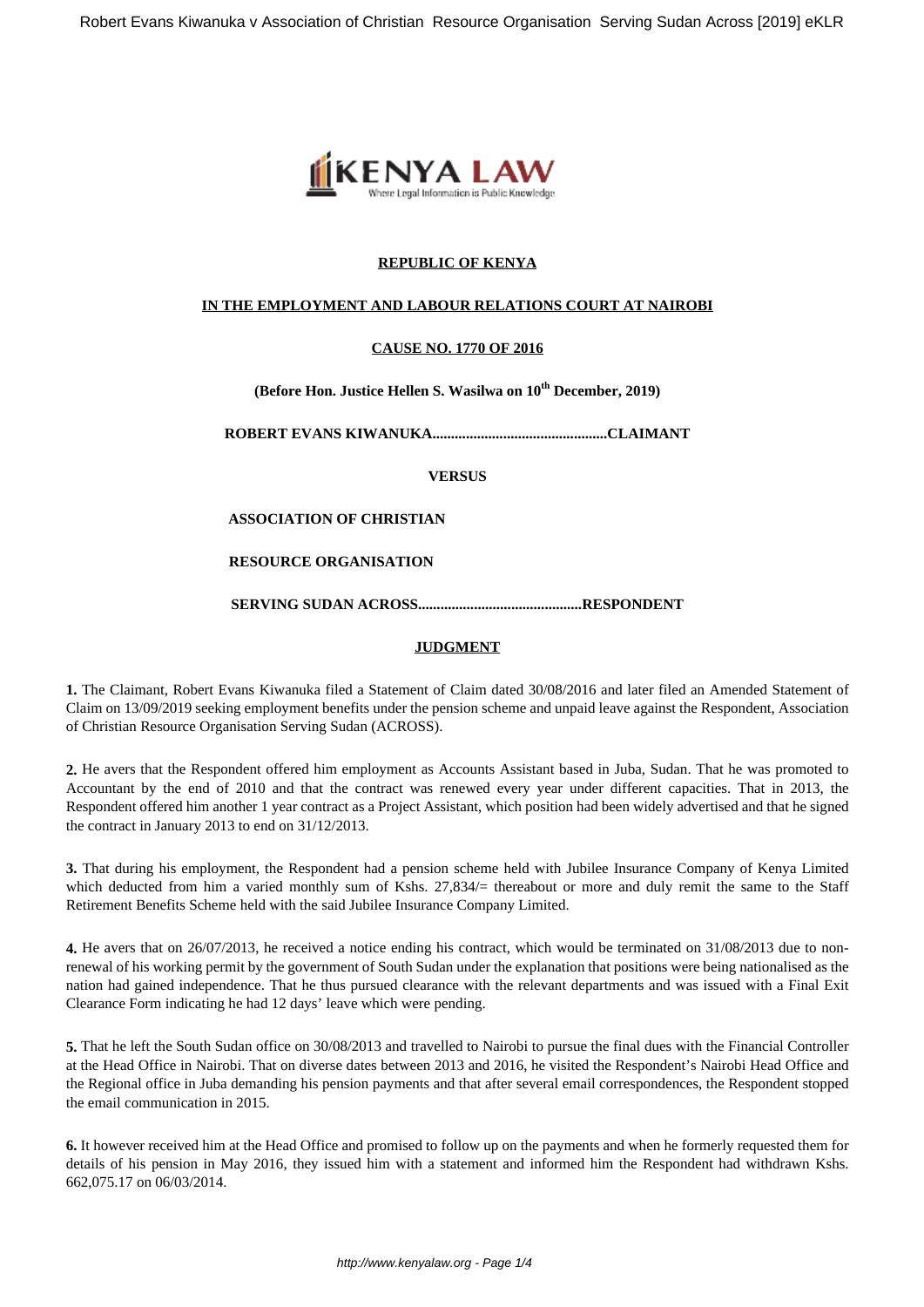**REPUBLIC OF KENYA**

**IN THE EMPLOYMENT AND LABOUR RELATIONS COURT AT NAIROBI**

**CAUSE NO. 1770 OF 2016**

**(Before Hon. Justice Hellen S. Wasilwa on 10th December, 2019)**

**ROBERT EVANS KIWANUKA..............................................CLAIMANT**

**VERSUS**

**ASSOCIATION OF CHRISTIAN**

**RESOURCE ORGANISATION**

**SERVING SUDAN ACROSS...........................................RESPONDENT**

**JUDGMENT**

**1.** The Claimant, Robert Evans Kiwanuka filed a Statement of Claim dated 30/08/2016 and later filed an Amended Statement of Claim on 13/09/2019 seeking employment benefits under the pension scheme and unpaid leave against the Respondent, Association of Christian Resource Organisation Serving Sudan (ACROSS).

**2.** He avers that the Respondent offered him employment as Accounts Assistant based in Juba, Sudan. That he was promoted to Accountant by the end of 2010 and that the contract was renewed every year under different capacities. That in 2013, the Respondent offered him another 1 year contract as a Project Assistant, which position had been widely advertised and that he signed the contract in January 2013 to end on 31/12/2013.

**3.** That during his employment, the Respondent had a pension scheme held with Jubilee Insurance Company of Kenya Limited which deducted from him a varied monthly sum of Kshs. 27,834/= thereabout or more and duly remit the same to the Staff Retirement Benefits Scheme held with the said Jubilee Insurance Company Limited.

**4.** He avers that on 26/07/2013, he received a notice ending his contract, which would be terminated on 31/08/2013 due to non-renewal of his working permit by the government of South Sudan under the explanation that positions were being nationalised as the nation had gained independence. That he thus pursued clearance with the relevant departments and was issued with a Final Exit Clearance Form indicating he had 12 days' leave which were pending.

**5.** That he left the South Sudan office on 30/08/2013 and travelled to Nairobi to pursue the final dues with the Financial Controller at the Head Office in Nairobi. That on diverse dates between 2013 and 2016, he visited the Respondent's Nairobi Head Office and the Regional office in Juba demanding his pension payments and that after several email correspondences, the Respondent stopped the email communication in 2015.

**6.** It however received him at the Head Office and promised to follow up on the payments and when he formerly requested them for details of his pension in May 2016, they issued him with a statement and informed him the Respondent had withdrawn Kshs. 662,075.17 on 06/03/2014.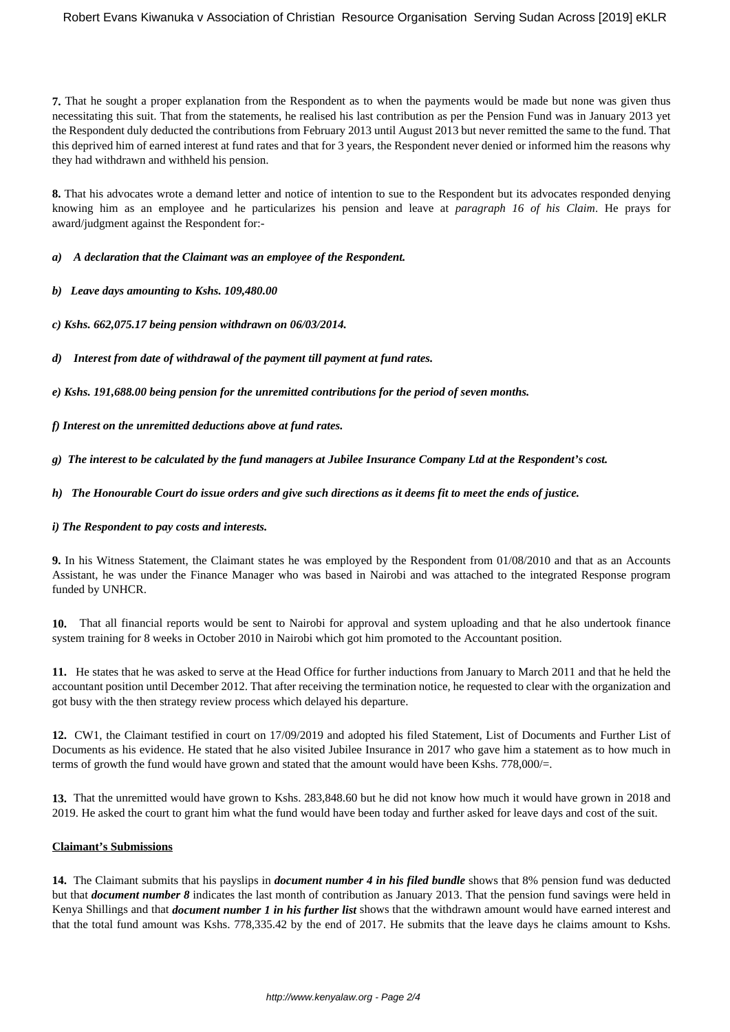**7.** That he sought a proper explanation from the Respondent as to when the payments would be made but none was given thus necessitating this suit. That from the statements, he realised his last contribution as per the Pension Fund was in January 2013 yet the Respondent duly deducted the contributions from February 2013 until August 2013 but never remitted the same to the fund. That this deprived him of earned interest at fund rates and that for 3 years, the Respondent never denied or informed him the reasons why they had withdrawn and withheld his pension.

**8.** That his advocates wrote a demand letter and notice of intention to sue to the Respondent but its advocates responded denying knowing him as an employee and he particularizes his pension and leave at *paragraph 16 of his Claim*. He prays for award/judgment against the Respondent for:-

***a) A declaration that the Claimant was an employee of the Respondent.***

***b) Leave days amounting to Kshs. 109,480.00***

***c) Kshs. 662,075.17 being pension withdrawn on 06/03/2014.***

***d) Interest from date of withdrawal of the payment till payment at fund rates.***

***e) Kshs. 191,688.00 being pension for the unremitted contributions for the period of seven months.***

***f) Interest on the unremitted deductions above at fund rates.***

***g) The interest to be calculated by the fund managers at Jubilee Insurance Company Ltd at the Respondent's cost.***

***h) The Honourable Court do issue orders and give such directions as it deems fit to meet the ends of justice.***

***i) The Respondent to pay costs and interests.***

**9.** In his Witness Statement, the Claimant states he was employed by the Respondent from 01/08/2010 and that as an Accounts Assistant, he was under the Finance Manager who was based in Nairobi and was attached to the integrated Response program funded by UNHCR.

**10.** That all financial reports would be sent to Nairobi for approval and system uploading and that he also undertook finance system training for 8 weeks in October 2010 in Nairobi which got him promoted to the Accountant position.

**11.** He states that he was asked to serve at the Head Office for further inductions from January to March 2011 and that he held the accountant position until December 2012. That after receiving the termination notice, he requested to clear with the organization and got busy with the then strategy review process which delayed his departure.

**12.** CW1, the Claimant testified in court on 17/09/2019 and adopted his filed Statement, List of Documents and Further List of Documents as his evidence. He stated that he also visited Jubilee Insurance in 2017 who gave him a statement as to how much in terms of growth the fund would have grown and stated that the amount would have been Kshs. 778,000/=.

**13.** That the unremitted would have grown to Kshs. 283,848.60 but he did not know how much it would have grown in 2018 and 2019. He asked the court to grant him what the fund would have been today and further asked for leave days and cost of the suit.

**Claimant's Submissions**

**14.** The Claimant submits that his payslips in ***document number 4 in his filed bundle*** shows that 8% pension fund was deducted but that ***document number 8*** indicates the last month of contribution as January 2013. That the pension fund savings were held in Kenya Shillings and that ***document number 1 in his further list*** shows that the withdrawn amount would have earned interest and that the total fund amount was Kshs. 778,335.42 by the end of 2017. He submits that the leave days he claims amount to Kshs.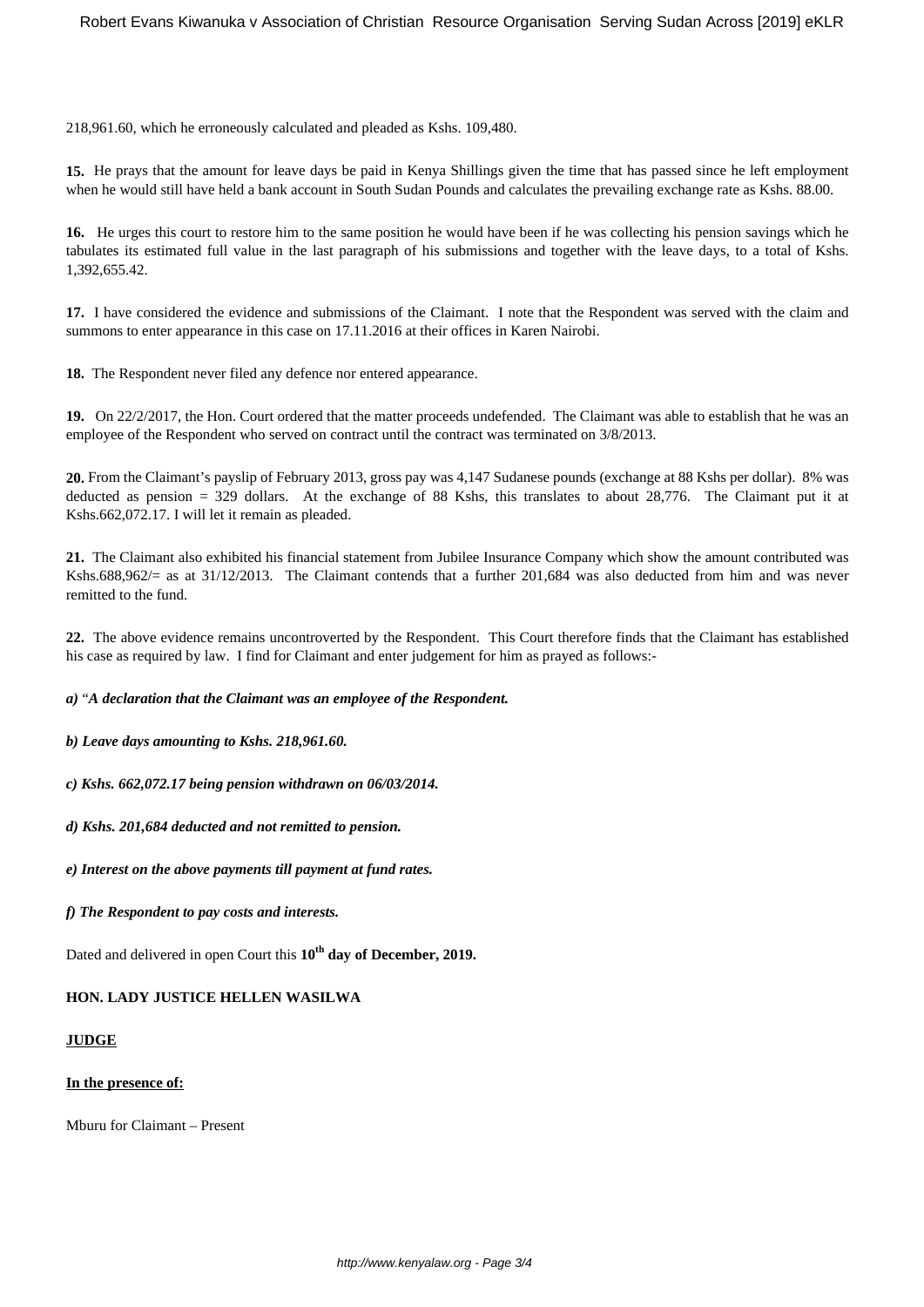218,961.60, which he erroneously calculated and pleaded as Kshs. 109,480.

**15.** He prays that the amount for leave days be paid in Kenya Shillings given the time that has passed since he left employment when he would still have held a bank account in South Sudan Pounds and calculates the prevailing exchange rate as Kshs. 88.00.

**16.** He urges this court to restore him to the same position he would have been if he was collecting his pension savings which he tabulates its estimated full value in the last paragraph of his submissions and together with the leave days, to a total of Kshs. 1,392,655.42.

**17.** I have considered the evidence and submissions of the Claimant. I note that the Respondent was served with the claim and summons to enter appearance in this case on 17.11.2016 at their offices in Karen Nairobi.

**18.** The Respondent never filed any defence nor entered appearance.

**19.** On 22/2/2017, the Hon. Court ordered that the matter proceeds undefended. The Claimant was able to establish that he was an employee of the Respondent who served on contract until the contract was terminated on 3/8/2013.

**20.** From the Claimant's payslip of February 2013, gross pay was 4,147 Sudanese pounds (exchange at 88 Kshs per dollar). 8% was deducted as pension = 329 dollars. At the exchange of 88 Kshs, this translates to about 28,776. The Claimant put it at Kshs.662,072.17. I will let it remain as pleaded.

**21.** The Claimant also exhibited his financial statement from Jubilee Insurance Company which show the amount contributed was Kshs.688,962/= as at 31/12/2013. The Claimant contends that a further 201,684 was also deducted from him and was never remitted to the fund.

**22.** The above evidence remains uncontroverted by the Respondent. This Court therefore finds that the Claimant has established his case as required by law. I find for Claimant and enter judgement for him as prayed as follows:-

***a)*** "***A declaration that the Claimant was an employee of the Respondent.***

***b) Leave days amounting to Kshs. 218,961.60.***

***c) Kshs. 662,072.17 being pension withdrawn on 06/03/2014.***

***d) Kshs. 201,684 deducted and not remitted to pension.***

***e) Interest on the above payments till payment at fund rates.***

***f) The Respondent to pay costs and interests.***

Dated and delivered in open Court this **10th day of December, 2019.**

**HON. LADY JUSTICE HELLEN WASILWA**

**JUDGE**

**In the presence of:**

Mburu for Claimant – Present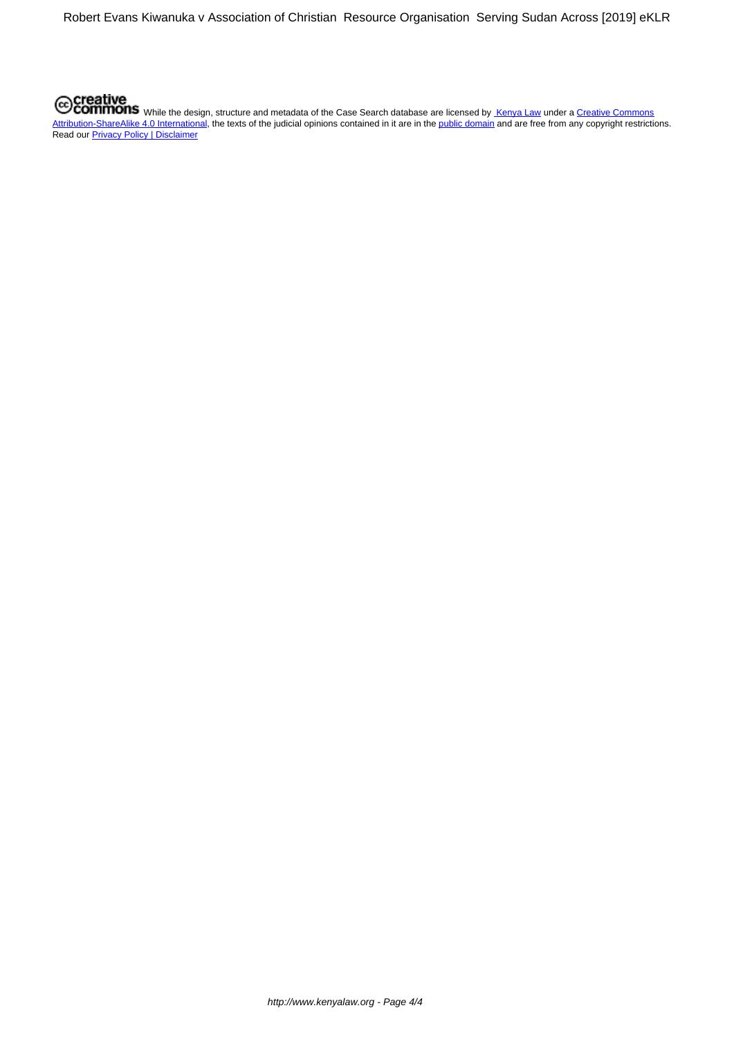While the design, structure and metadata of the Case Search database are licensed by Kenya Law under a Creative Commons Attribution-ShareAlike 4.0 International, the texts of the judicial opinions contained in it are in the public domain and are free from any copyright restrictions. Read our Privacy Policy | Disclaimer